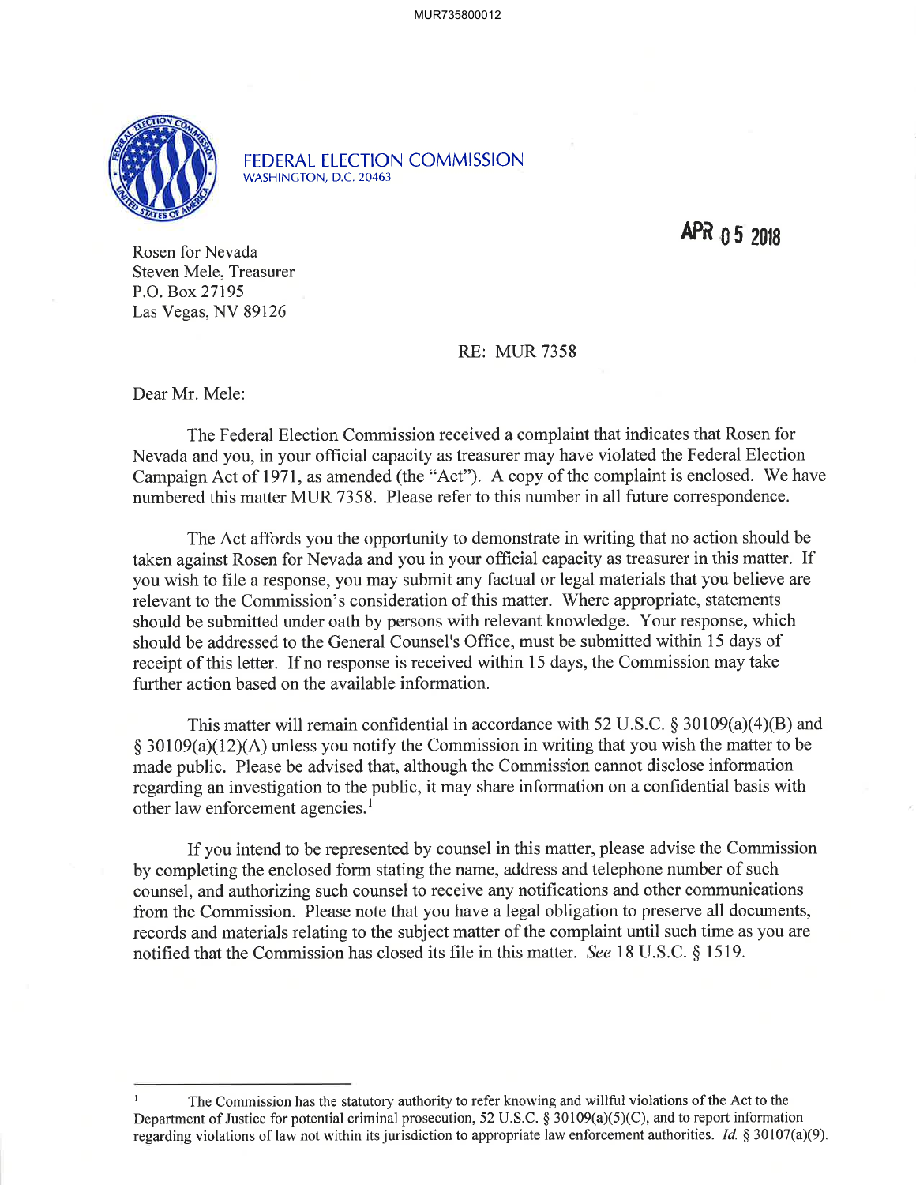FEDERAL ELECTION COMMISSION
WASHINGTON, D.C. 20463

APR 05 2018

Rosen for Nevada
Steven Mele, Treasurer
P.O. Box 27195
Las Vegas, NV 89126

RE: MUR 7358

Dear Mr. Mele:

The Federal Election Commission received a complaint that indicates that Rosen for Nevada and you, in your official capacity as treasurer may have violated the Federal Election Campaign Act of 1971, as amended (the "Act"). A copy of the complaint is enclosed. We have numbered this matter MUR 7358. Please refer to this number in all future correspondence.

The Act affords you the opportunity to demonstrate in writing that no action should be taken against Rosen for Nevada and you in your official capacity as treasurer in this matter. If you wish to file a response, you may submit any factual or legal materials that you believe are relevant to the Commission's consideration of this matter. Where appropriate, statements should be submitted under oath by persons with relevant knowledge. Your response, which should be addressed to the General Counsel's Office, must be submitted within 15 days of receipt of this letter. If no response is received within 15 days, the Commission may take further action based on the available information.

This matter will remain confidential in accordance with 52 U.S.C. § 30109(a)(4)(B) and § 30109(a)(12)(A) unless you notify the Commission in writing that you wish the matter to be made public. Please be advised that, although the Commission cannot disclose information regarding an investigation to the public, it may share information on a confidential basis with other law enforcement agencies.[1]

If you intend to be represented by counsel in this matter, please advise the Commission by completing the enclosed form stating the name, address and telephone number of such counsel, and authorizing such counsel to receive any notifications and other communications from the Commission. Please note that you have a legal obligation to preserve all documents, records and materials relating to the subject matter of the complaint until such time as you are notified that the Commission has closed its file in this matter. *See* 18 U.S.C. § 1519.

---

[1] The Commission has the statutory authority to refer knowing and willful violations of the Act to the Department of Justice for potential criminal prosecution, 52 U.S.C. § 30109(a)(5)(C), and to report information regarding violations of law not within its jurisdiction to appropriate law enforcement authorities. *Id.* § 30107(a)(9).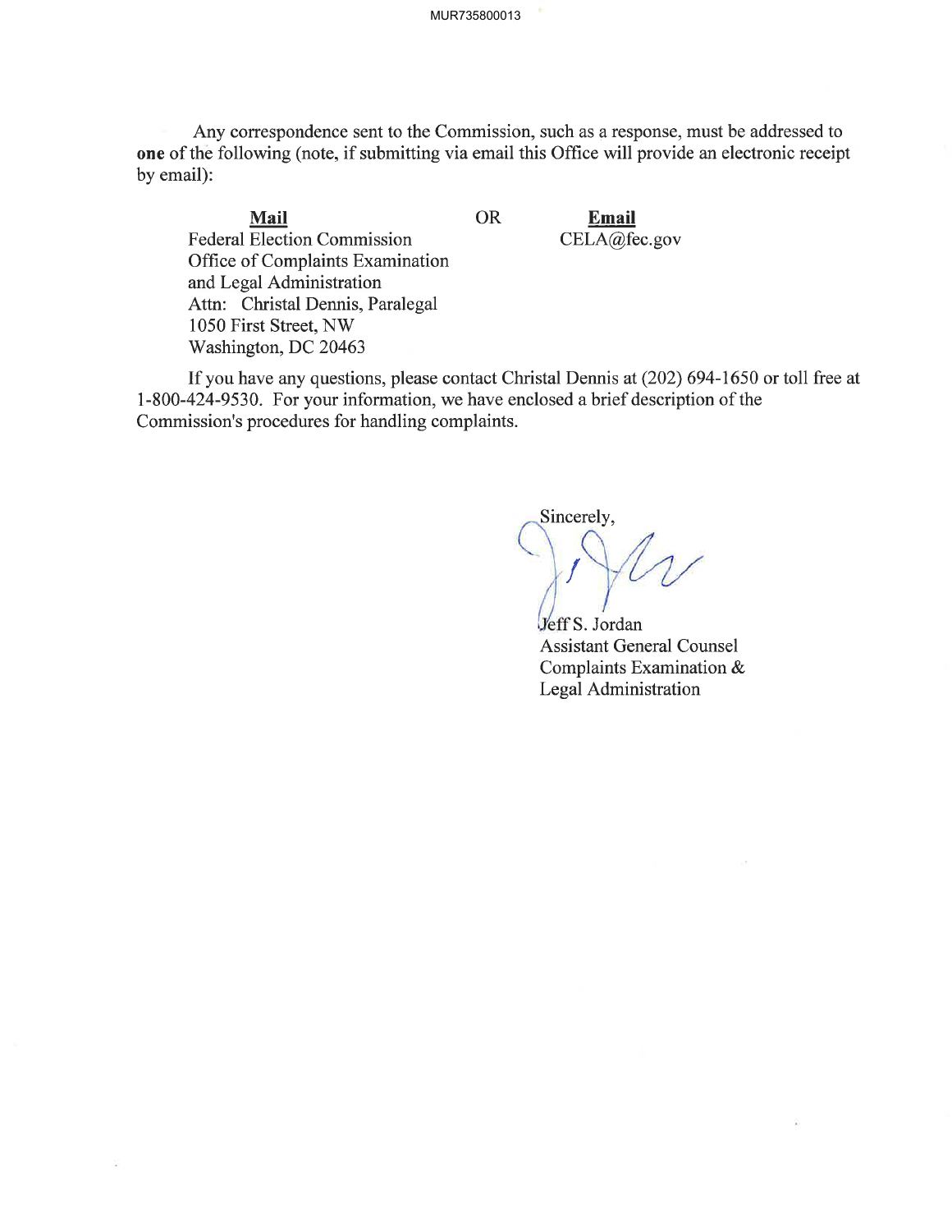Any correspondence sent to the Commission, such as a response, must be addressed to **one** of the following (note, if submitting via email this Office will provide an electronic receipt by email):

| **Mail** | OR | **Email** |
|---|---|---|
| Federal Election Commission<br>Office of Complaints Examination<br>and Legal Administration<br>Attn: Christal Dennis, Paralegal<br>1050 First Street, NW<br>Washington, DC 20463 | | CELA@fec.gov |

If you have any questions, please contact Christal Dennis at (202) 694-1650 or toll free at 1-800-424-9530. For your information, we have enclosed a brief description of the Commission's procedures for handling complaints.

Sincerely,

Jeff S. Jordan
Assistant General Counsel
Complaints Examination &
Legal Administration